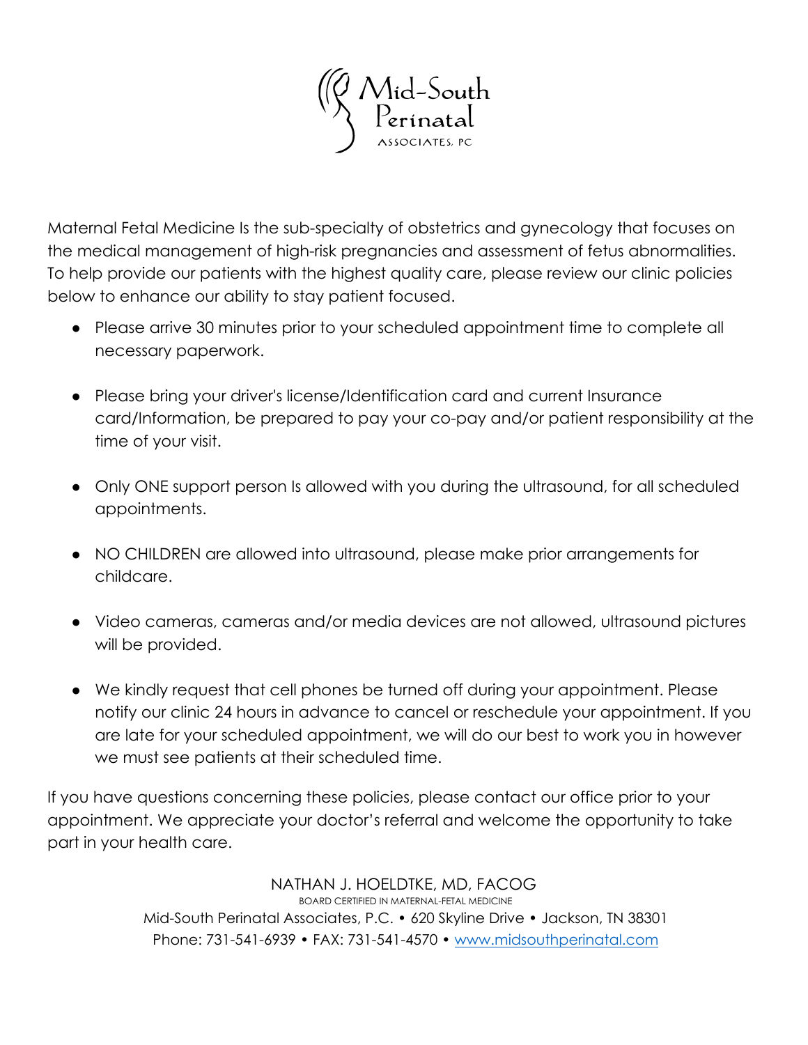# Mid-South Perinatal
ASSOCIATES, PC

Maternal Fetal Medicine Is the sub-specialty of obstetrics and gynecology that focuses on the medical management of high-risk pregnancies and assessment of fetus abnormalities. To help provide our patients with the highest quality care, please review our clinic policies below to enhance our ability to stay patient focused.

- Please arrive 30 minutes prior to your scheduled appointment time to complete all necessary paperwork.
- Please bring your driver's license/Identification card and current Insurance card/Information, be prepared to pay your co-pay and/or patient responsibility at the time of your visit.
- Only ONE support person Is allowed with you during the ultrasound, for all scheduled appointments.
- NO CHILDREN are allowed into ultrasound, please make prior arrangements for childcare.
- Video cameras, cameras and/or media devices are not allowed, ultrasound pictures will be provided.
- We kindly request that cell phones be turned off during your appointment. Please notify our clinic 24 hours in advance to cancel or reschedule your appointment. If you are late for your scheduled appointment, we will do our best to work you in however we must see patients at their scheduled time.

If you have questions concerning these policies, please contact our office prior to your appointment. We appreciate your doctor's referral and welcome the opportunity to take part in your health care.

NATHAN J. HOELDTKE, MD, FACOG
BOARD CERTIFIED IN MATERNAL-FETAL MEDICINE
Mid-South Perinatal Associates, P.C. • 620 Skyline Drive • Jackson, TN 38301
Phone: 731-541-6939 • FAX: 731-541-4570 • www.midsouthperinatal.com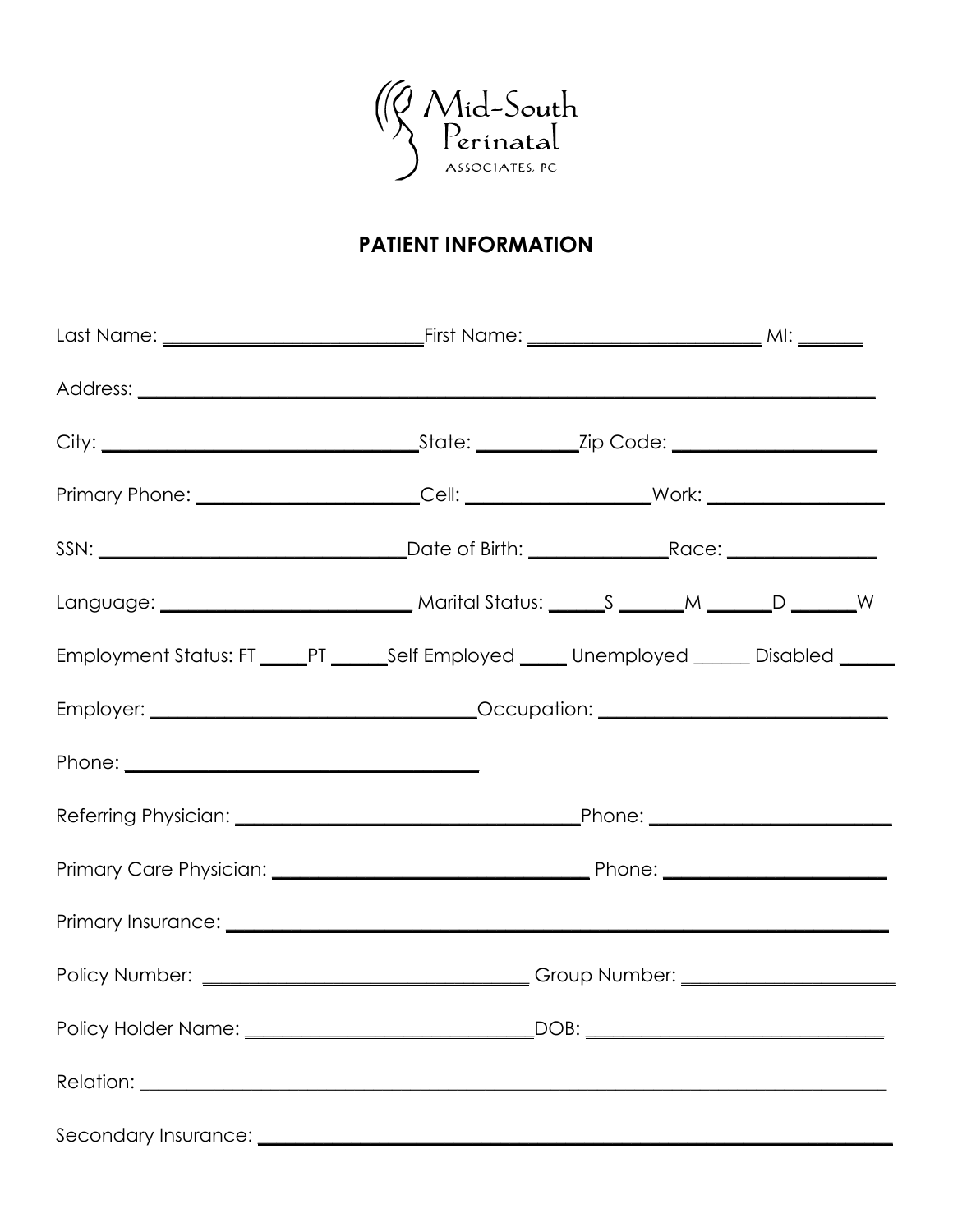Mid-South Perinatal ASSOCIATES, PC

## PATIENT INFORMATION

Last Name: ____________________ First Name: ____________________ MI: ______

Address: ________________________________________________________________

City: ____________________ State: __________ Zip Code: ____________________

Primary Phone: ____________________ Cell: __________________ Work: __________________

SSN: ____________________ Date of Birth: ______________ Race: ______________

Language: ____________________ Marital Status: _____S ______M ______D ______W

Employment Status: FT _____PT _____Self Employed _____ Unemployed ______ Disabled ______

Employer: ____________________ Occupation: ____________________

Phone: ____________________

Referring Physician: ____________________ Phone: ____________________

Primary Care Physician: ____________________ Phone: ____________________

Primary Insurance: ________________________________________________________________

Policy Number: ____________________ Group Number: ____________________

Policy Holder Name: ____________________ DOB: ____________________

Relation: ________________________________________________________________

Secondary Insurance: ________________________________________________________________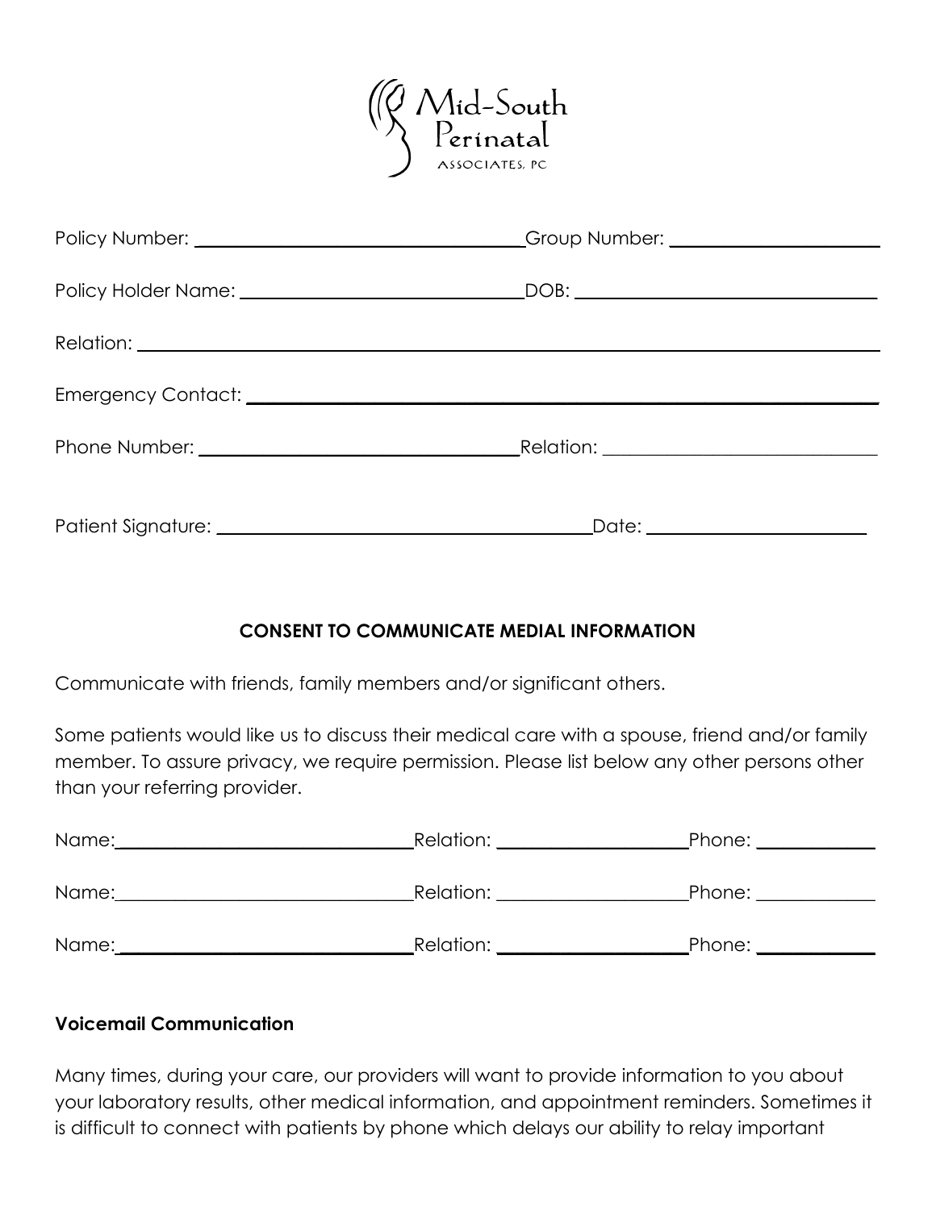Mid-South Perinatal Associates, PC

Policy Number: ______________________________ Group Number: ____________________

Policy Holder Name: __________________________ DOB: ______________________________

Relation: ______________________________________________________________________

Emergency Contact: _____________________________________________________________

Phone Number: ______________________________ Relation: __________________________

Patient Signature: ___________________________________ Date: ______________________

**CONSENT TO COMMUNICATE MEDIAL INFORMATION**

Communicate with friends, family members and/or significant others.

Some patients would like us to discuss their medical care with a spouse, friend and/or family member. To assure privacy, we require permission. Please list below any other persons other than your referring provider.

Name: ____________________________ Relation: __________________ Phone: ____________

Name: ____________________________ Relation: __________________ Phone: ____________

Name: ____________________________ Relation: __________________ Phone: ____________

**Voicemail Communication**

Many times, during your care, our providers will want to provide information to you about your laboratory results, other medical information, and appointment reminders. Sometimes it is difficult to connect with patients by phone which delays our ability to relay important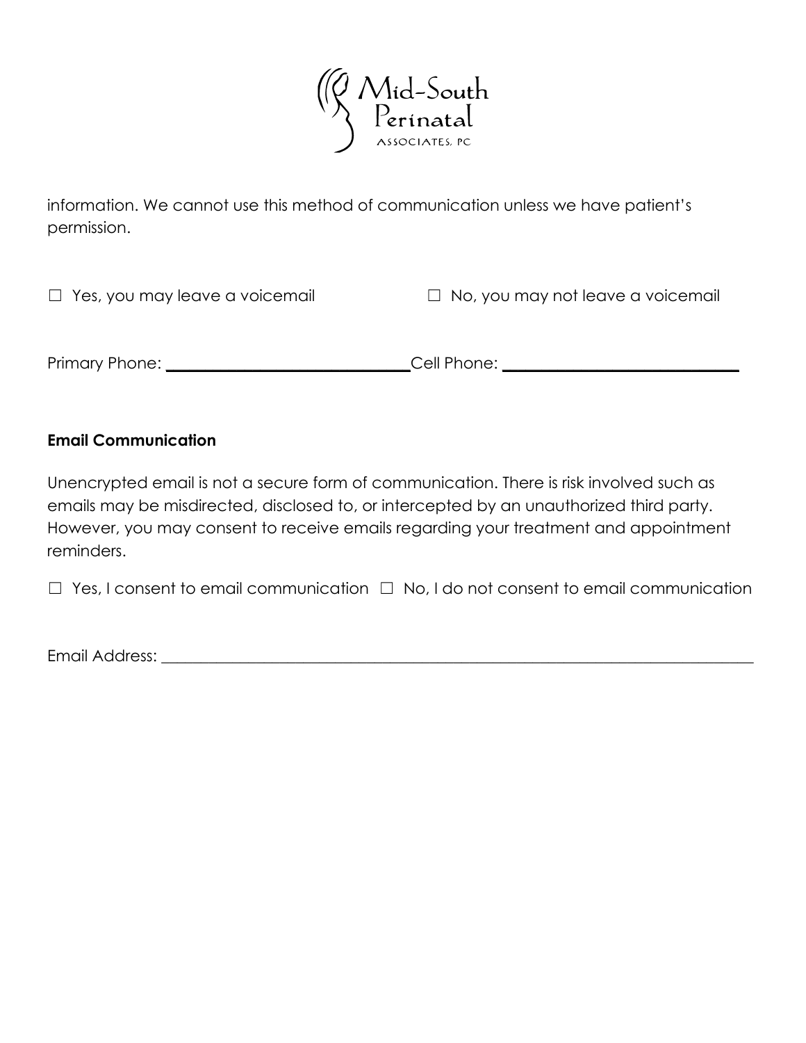information. We cannot use this method of communication unless we have patient's permission.

☐ Yes, you may leave a voicemail ☐ No, you may not leave a voicemail

Primary Phone: ______________________________ Cell Phone: ______________________________

**Email Communication**

Unencrypted email is not a secure form of communication. There is risk involved such as emails may be misdirected, disclosed to, or intercepted by an unauthorized third party. However, you may consent to receive emails regarding your treatment and appointment reminders.

☐ Yes, I consent to email communication ☐ No, I do not consent to email communication

Email Address: ____________________________________________________________________________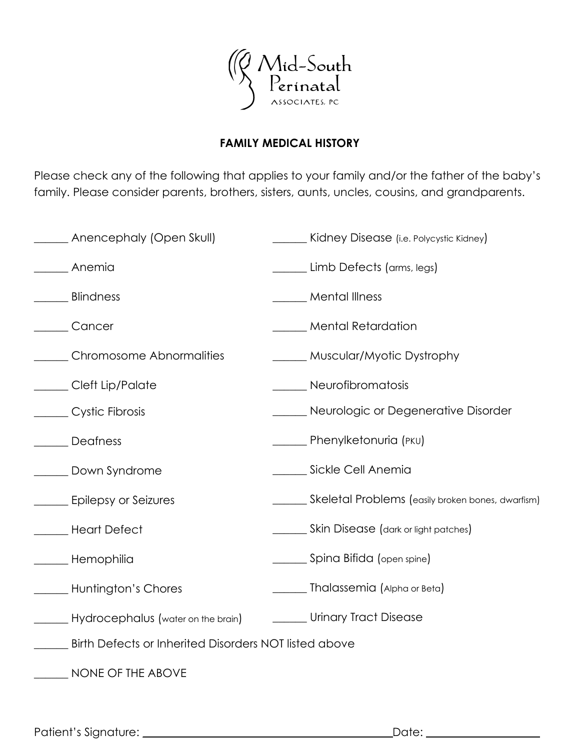Mid-South Perinatal
ASSOCIATES, PC

## FAMILY MEDICAL HISTORY

Please check any of the following that applies to your family and/or the father of the baby's family. Please consider parents, brothers, sisters, aunts, uncles, cousins, and grandparents.

______ Anencephaly (Open Skull)

______ Anemia

______ Blindness

______ Cancer

______ Chromosome Abnormalities

______ Cleft Lip/Palate

______ Cystic Fibrosis

______ Deafness

______ Down Syndrome

______ Epilepsy or Seizures

______ Heart Defect

______ Hemophilia

______ Huntington's Chores

______ Hydrocephalus (water on the brain)

______ Kidney Disease (i.e. Polycystic Kidney)

______ Limb Defects (arms, legs)

______ Mental Illness

______ Mental Retardation

______ Muscular/Myotic Dystrophy

______ Neurofibromatosis

______ Neurologic or Degenerative Disorder

______ Phenylketonuria (PKU)

______ Sickle Cell Anemia

______ Skeletal Problems (easily broken bones, dwarfism)

______ Skin Disease (dark or light patches)

______ Spina Bifida (open spine)

______ Thalassemia (Alpha or Beta)

______ Urinary Tract Disease

______ Birth Defects or Inherited Disorders NOT listed above

______ NONE OF THE ABOVE

Patient's Signature: ______________________________ Date: ______________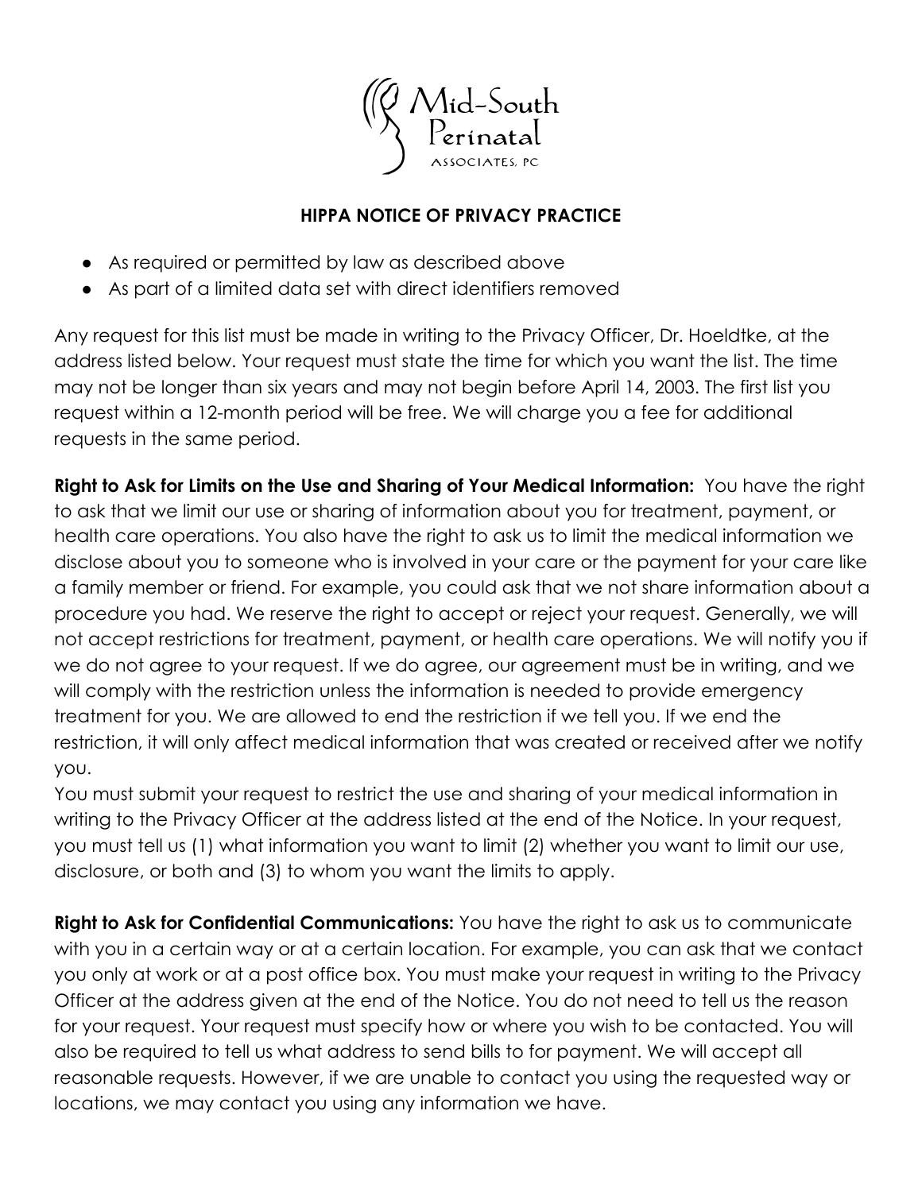**HIPPA NOTICE OF PRIVACY PRACTICE**

- As required or permitted by law as described above
- As part of a limited data set with direct identifiers removed

Any request for this list must be made in writing to the Privacy Officer, Dr. Hoeldtke, at the address listed below. Your request must state the time for which you want the list. The time may not be longer than six years and may not begin before April 14, 2003. The first list you request within a 12-month period will be free. We will charge you a fee for additional requests in the same period.

**Right to Ask for Limits on the Use and Sharing of Your Medical Information:** You have the right to ask that we limit our use or sharing of information about you for treatment, payment, or health care operations. You also have the right to ask us to limit the medical information we disclose about you to someone who is involved in your care or the payment for your care like a family member or friend. For example, you could ask that we not share information about a procedure you had. We reserve the right to accept or reject your request. Generally, we will not accept restrictions for treatment, payment, or health care operations. We will notify you if we do not agree to your request. If we do agree, our agreement must be in writing, and we will comply with the restriction unless the information is needed to provide emergency treatment for you. We are allowed to end the restriction if we tell you. If we end the restriction, it will only affect medical information that was created or received after we notify you.

You must submit your request to restrict the use and sharing of your medical information in writing to the Privacy Officer at the address listed at the end of the Notice. In your request, you must tell us (1) what information you want to limit (2) whether you want to limit our use, disclosure, or both and (3) to whom you want the limits to apply.

**Right to Ask for Confidential Communications:** You have the right to ask us to communicate with you in a certain way or at a certain location. For example, you can ask that we contact you only at work or at a post office box. You must make your request in writing to the Privacy Officer at the address given at the end of the Notice. You do not need to tell us the reason for your request. Your request must specify how or where you wish to be contacted. You will also be required to tell us what address to send bills to for payment. We will accept all reasonable requests. However, if we are unable to contact you using the requested way or locations, we may contact you using any information we have.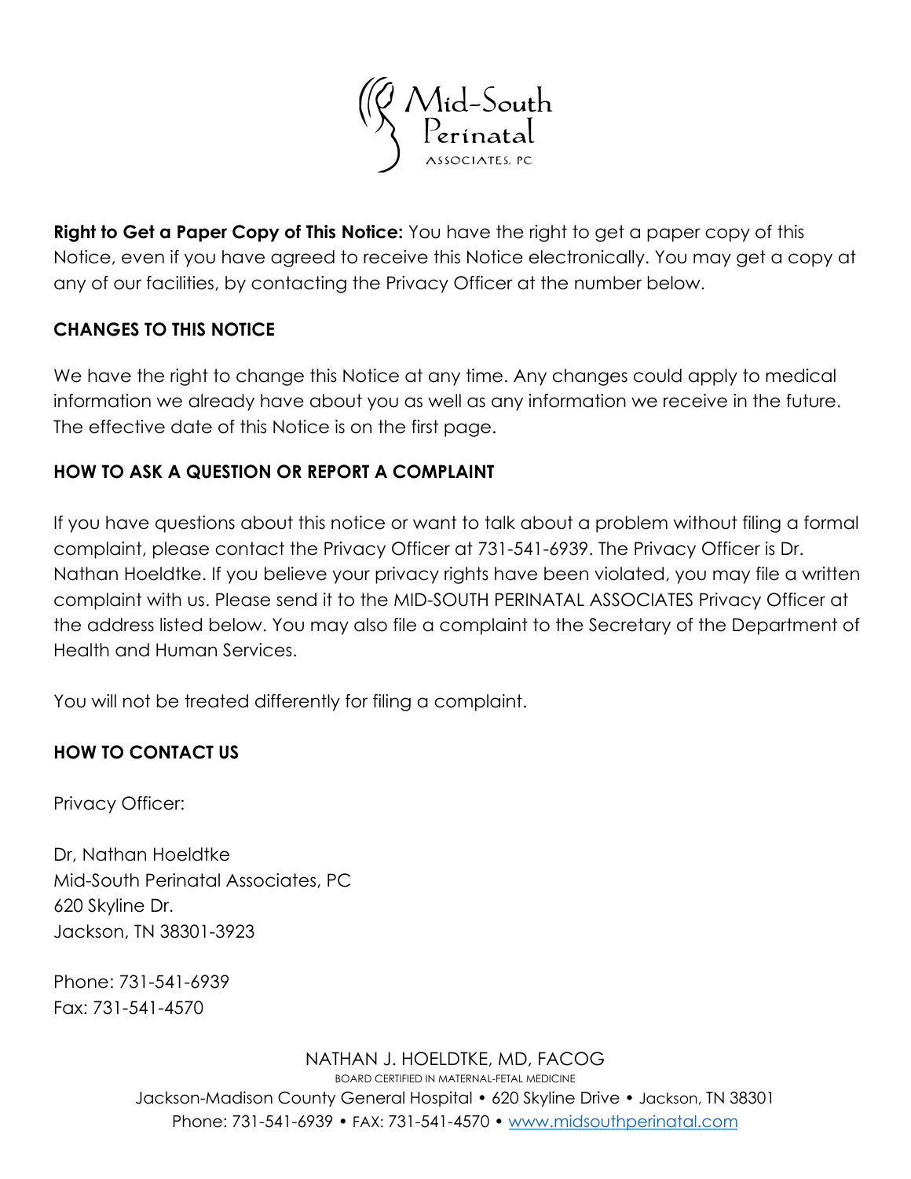**Right to Get a Paper Copy of This Notice:** You have the right to get a paper copy of this Notice, even if you have agreed to receive this Notice electronically. You may get a copy at any of our facilities, by contacting the Privacy Officer at the number below.

## CHANGES TO THIS NOTICE

We have the right to change this Notice at any time. Any changes could apply to medical information we already have about you as well as any information we receive in the future. The effective date of this Notice is on the first page.

## HOW TO ASK A QUESTION OR REPORT A COMPLAINT

If you have questions about this notice or want to talk about a problem without filing a formal complaint, please contact the Privacy Officer at 731-541-6939. The Privacy Officer is Dr. Nathan Hoeldtke. If you believe your privacy rights have been violated, you may file a written complaint with us. Please send it to the MID-SOUTH PERINATAL ASSOCIATES Privacy Officer at the address listed below. You may also file a complaint to the Secretary of the Department of Health and Human Services.

You will not be treated differently for filing a complaint.

## HOW TO CONTACT US

Privacy Officer:

Dr, Nathan Hoeldtke
Mid-South Perinatal Associates, PC
620 Skyline Dr.
Jackson, TN 38301-3923

Phone: 731-541-6939
Fax: 731-541-4570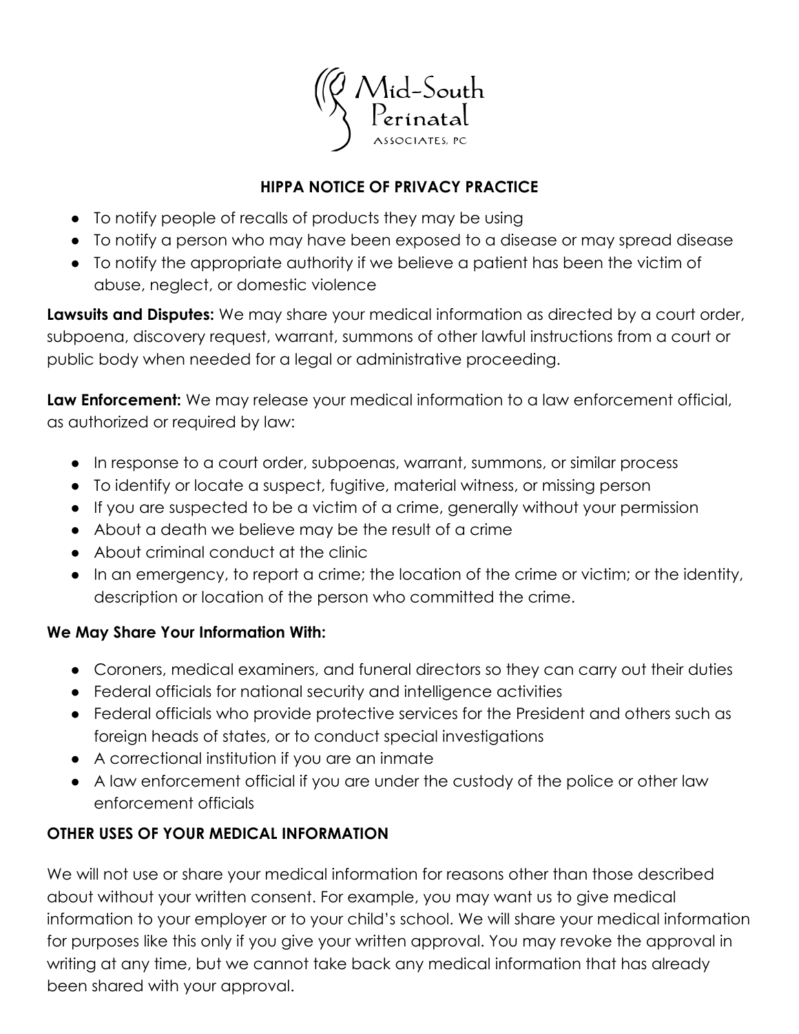**HIPPA NOTICE OF PRIVACY PRACTICE**

- To notify people of recalls of products they may be using
- To notify a person who may have been exposed to a disease or may spread disease
- To notify the appropriate authority if we believe a patient has been the victim of abuse, neglect, or domestic violence

**Lawsuits and Disputes:** We may share your medical information as directed by a court order, subpoena, discovery request, warrant, summons of other lawful instructions from a court or public body when needed for a legal or administrative proceeding.

**Law Enforcement:** We may release your medical information to a law enforcement official, as authorized or required by law:

- In response to a court order, subpoenas, warrant, summons, or similar process
- To identify or locate a suspect, fugitive, material witness, or missing person
- If you are suspected to be a victim of a crime, generally without your permission
- About a death we believe may be the result of a crime
- About criminal conduct at the clinic
- In an emergency, to report a crime; the location of the crime or victim; or the identity, description or location of the person who committed the crime.

**We May Share Your Information With:**

- Coroners, medical examiners, and funeral directors so they can carry out their duties
- Federal officials for national security and intelligence activities
- Federal officials who provide protective services for the President and others such as foreign heads of states, or to conduct special investigations
- A correctional institution if you are an inmate
- A law enforcement official if you are under the custody of the police or other law enforcement officials

**OTHER USES OF YOUR MEDICAL INFORMATION**

We will not use or share your medical information for reasons other than those described about without your written consent. For example, you may want us to give medical information to your employer or to your child's school. We will share your medical information for purposes like this only if you give your written approval. You may revoke the approval in writing at any time, but we cannot take back any medical information that has already been shared with your approval.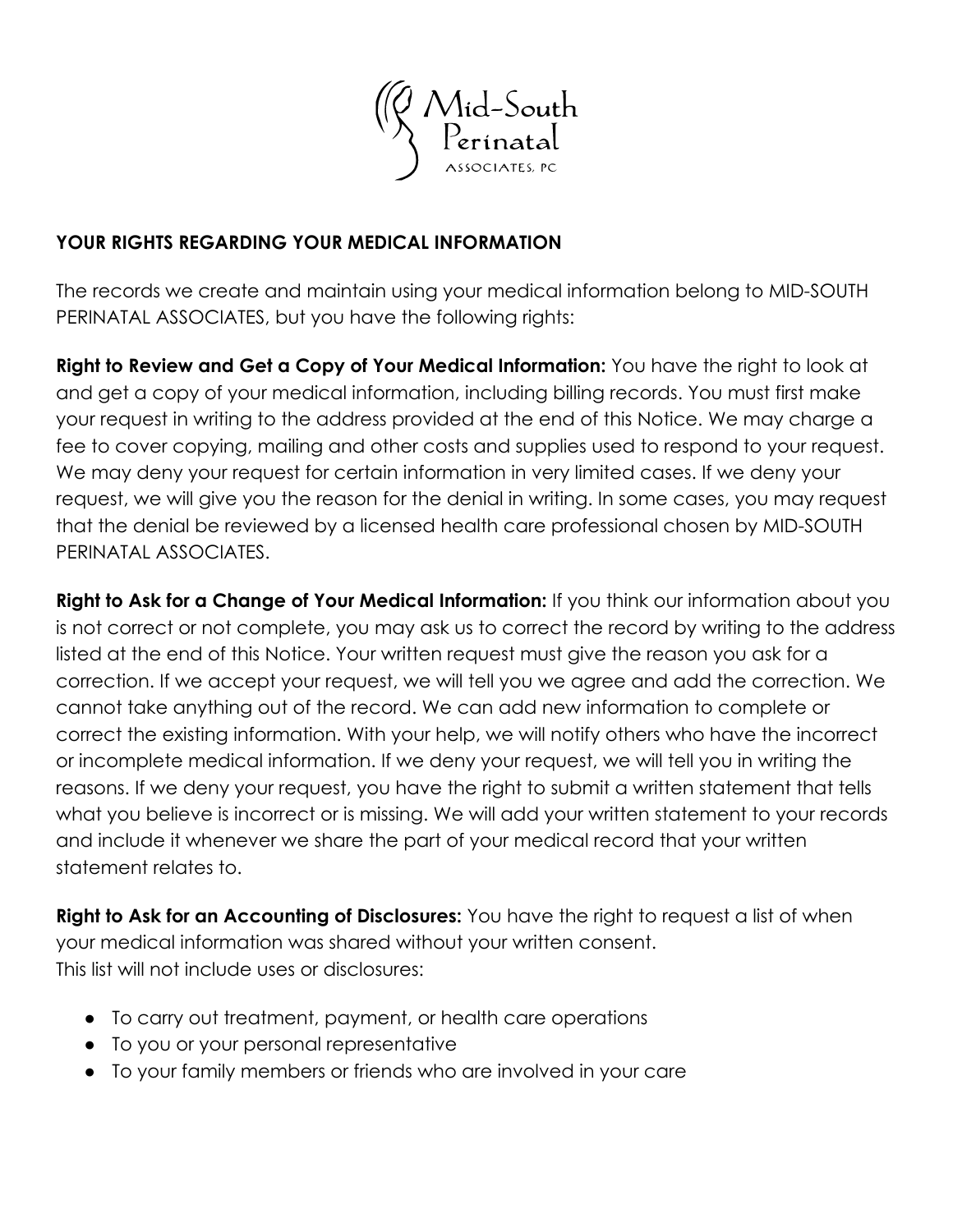## YOUR RIGHTS REGARDING YOUR MEDICAL INFORMATION

The records we create and maintain using your medical information belong to MID-SOUTH PERINATAL ASSOCIATES, but you have the following rights:

**Right to Review and Get a Copy of Your Medical Information:** You have the right to look at and get a copy of your medical information, including billing records. You must first make your request in writing to the address provided at the end of this Notice. We may charge a fee to cover copying, mailing and other costs and supplies used to respond to your request. We may deny your request for certain information in very limited cases. If we deny your request, we will give you the reason for the denial in writing. In some cases, you may request that the denial be reviewed by a licensed health care professional chosen by MID-SOUTH PERINATAL ASSOCIATES.

**Right to Ask for a Change of Your Medical Information:** If you think our information about you is not correct or not complete, you may ask us to correct the record by writing to the address listed at the end of this Notice. Your written request must give the reason you ask for a correction. If we accept your request, we will tell you we agree and add the correction. We cannot take anything out of the record. We can add new information to complete or correct the existing information. With your help, we will notify others who have the incorrect or incomplete medical information. If we deny your request, we will tell you in writing the reasons. If we deny your request, you have the right to submit a written statement that tells what you believe is incorrect or is missing. We will add your written statement to your records and include it whenever we share the part of your medical record that your written statement relates to.

**Right to Ask for an Accounting of Disclosures:** You have the right to request a list of when your medical information was shared without your written consent.
This list will not include uses or disclosures:

- To carry out treatment, payment, or health care operations
- To you or your personal representative
- To your family members or friends who are involved in your care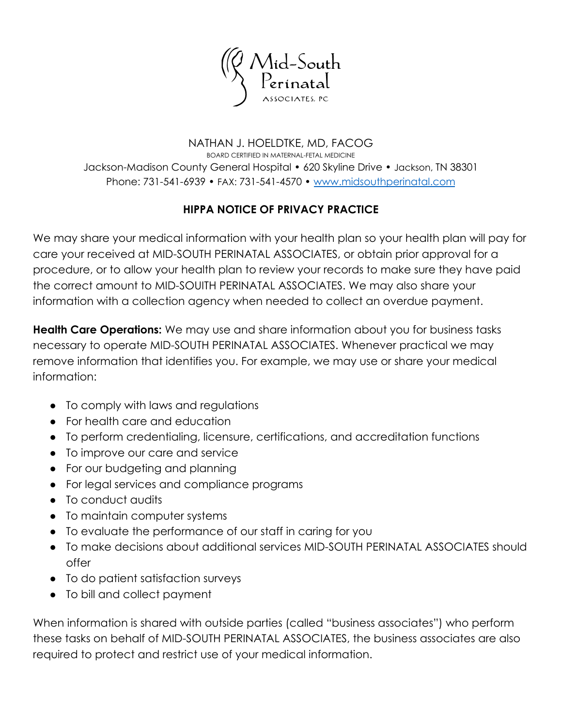Mid-South Perinatal ASSOCIATES, PC

NATHAN J. HOELDTKE, MD, FACOG
BOARD CERTIFIED IN MATERNAL-FETAL MEDICINE
Jackson-Madison County General Hospital • 620 Skyline Drive • Jackson, TN 38301
Phone: 731-541-6939 • FAX: 731-541-4570 • www.midsouthperinatal.com

**HIPPA NOTICE OF PRIVACY PRACTICE**

We may share your medical information with your health plan so your health plan will pay for care your received at MID-SOUTH PERINATAL ASSOCIATES, or obtain prior approval for a procedure, or to allow your health plan to review your records to make sure they have paid the correct amount to MID-SOUITH PERINATAL ASSOCIATES. We may also share your information with a collection agency when needed to collect an overdue payment.

**Health Care Operations:** We may use and share information about you for business tasks necessary to operate MID-SOUTH PERINATAL ASSOCIATES. Whenever practical we may remove information that identifies you. For example, we may use or share your medical information:

- To comply with laws and regulations
- For health care and education
- To perform credentialing, licensure, certifications, and accreditation functions
- To improve our care and service
- For our budgeting and planning
- For legal services and compliance programs
- To conduct audits
- To maintain computer systems
- To evaluate the performance of our staff in caring for you
- To make decisions about additional services MID-SOUTH PERINATAL ASSOCIATES should offer
- To do patient satisfaction surveys
- To bill and collect payment

When information is shared with outside parties (called "business associates") who perform these tasks on behalf of MID-SOUTH PERINATAL ASSOCIATES, the business associates are also required to protect and restrict use of your medical information.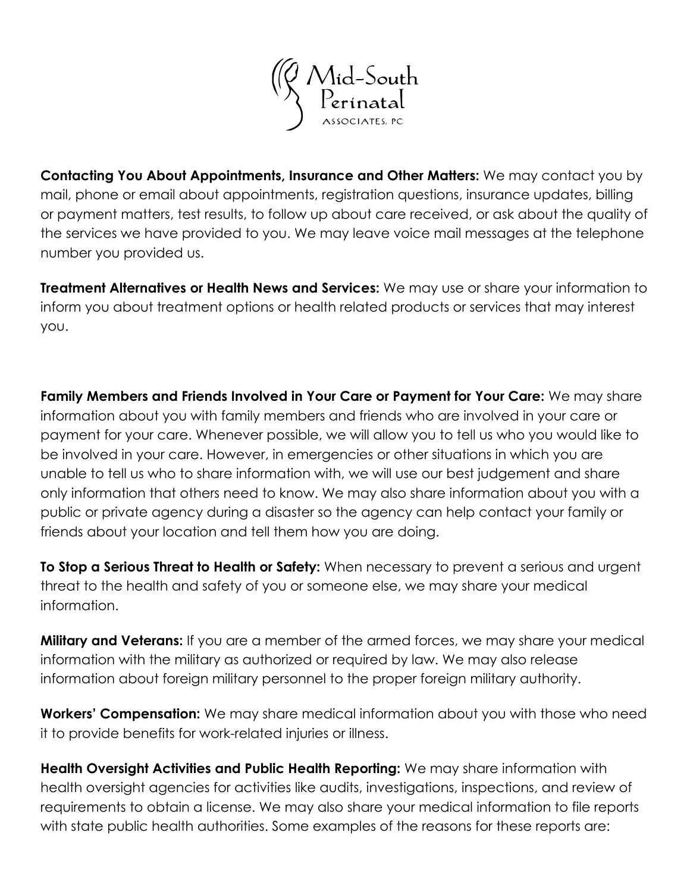**Contacting You About Appointments, Insurance and Other Matters:** We may contact you by mail, phone or email about appointments, registration questions, insurance updates, billing or payment matters, test results, to follow up about care received, or ask about the quality of the services we have provided to you. We may leave voice mail messages at the telephone number you provided us.

**Treatment Alternatives or Health News and Services:** We may use or share your information to inform you about treatment options or health related products or services that may interest you.

**Family Members and Friends Involved in Your Care or Payment for Your Care:** We may share information about you with family members and friends who are involved in your care or payment for your care. Whenever possible, we will allow you to tell us who you would like to be involved in your care. However, in emergencies or other situations in which you are unable to tell us who to share information with, we will use our best judgement and share only information that others need to know. We may also share information about you with a public or private agency during a disaster so the agency can help contact your family or friends about your location and tell them how you are doing.

**To Stop a Serious Threat to Health or Safety:** When necessary to prevent a serious and urgent threat to the health and safety of you or someone else, we may share your medical information.

**Military and Veterans:** If you are a member of the armed forces, we may share your medical information with the military as authorized or required by law. We may also release information about foreign military personnel to the proper foreign military authority.

**Workers' Compensation:** We may share medical information about you with those who need it to provide benefits for work-related injuries or illness.

**Health Oversight Activities and Public Health Reporting:** We may share information with health oversight agencies for activities like audits, investigations, inspections, and review of requirements to obtain a license. We may also share your medical information to file reports with state public health authorities. Some examples of the reasons for these reports are: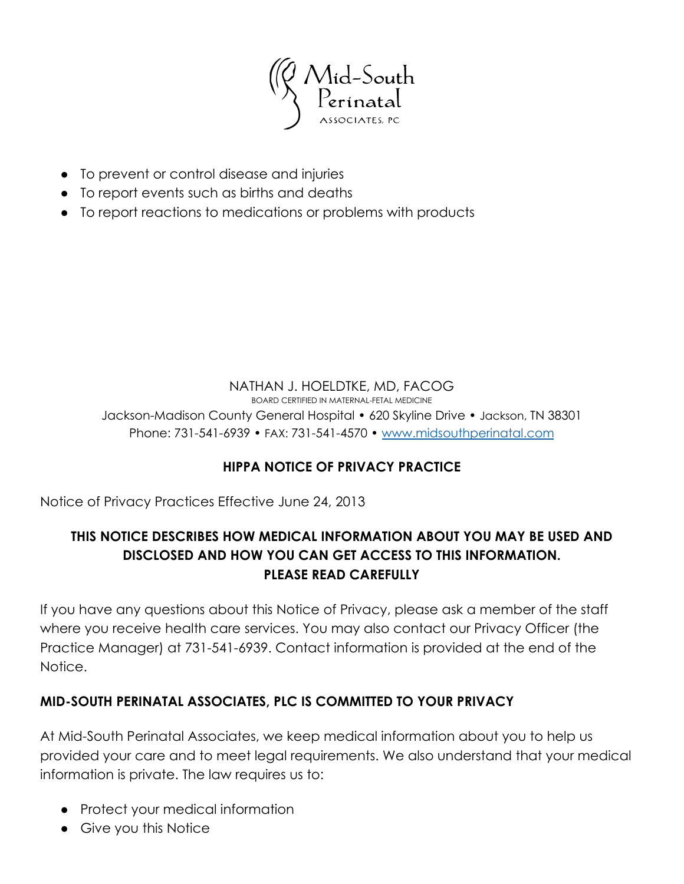- To prevent or control disease and injuries
- To report events such as births and deaths
- To report reactions to medications or problems with products

NATHAN J. HOELDTKE, MD, FACOG

BOARD CERTIFIED IN MATERNAL-FETAL MEDICINE

Jackson-Madison County General Hospital • 620 Skyline Drive • Jackson, TN 38301

Phone: 731-541-6939 • FAX: 731-541-4570 • www.midsouthperinatal.com

**HIPPA NOTICE OF PRIVACY PRACTICE**

Notice of Privacy Practices Effective June 24, 2013

**THIS NOTICE DESCRIBES HOW MEDICAL INFORMATION ABOUT YOU MAY BE USED AND DISCLOSED AND HOW YOU CAN GET ACCESS TO THIS INFORMATION. PLEASE READ CAREFULLY**

If you have any questions about this Notice of Privacy, please ask a member of the staff where you receive health care services. You may also contact our Privacy Officer (the Practice Manager) at 731-541-6939. Contact information is provided at the end of the Notice.

**MID-SOUTH PERINATAL ASSOCIATES, PLC IS COMMITTED TO YOUR PRIVACY**

At Mid-South Perinatal Associates, we keep medical information about you to help us provided your care and to meet legal requirements. We also understand that your medical information is private. The law requires us to:

- Protect your medical information
- Give you this Notice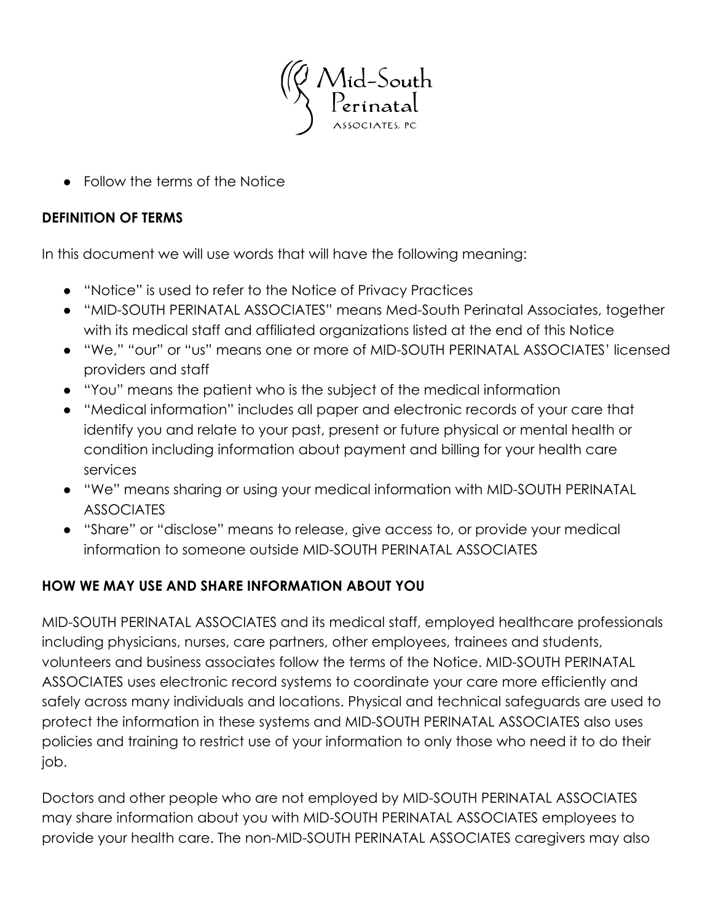- Follow the terms of the Notice

**DEFINITION OF TERMS**

In this document we will use words that will have the following meaning:

- “Notice” is used to refer to the Notice of Privacy Practices
- “MID-SOUTH PERINATAL ASSOCIATES” means Med-South Perinatal Associates, together with its medical staff and affiliated organizations listed at the end of this Notice
- “We,” “our” or “us” means one or more of MID-SOUTH PERINATAL ASSOCIATES’ licensed providers and staff
- “You” means the patient who is the subject of the medical information
- “Medical information” includes all paper and electronic records of your care that identify you and relate to your past, present or future physical or mental health or condition including information about payment and billing for your health care services
- “We” means sharing or using your medical information with MID-SOUTH PERINATAL ASSOCIATES
- “Share” or “disclose” means to release, give access to, or provide your medical information to someone outside MID-SOUTH PERINATAL ASSOCIATES

**HOW WE MAY USE AND SHARE INFORMATION ABOUT YOU**

MID-SOUTH PERINATAL ASSOCIATES and its medical staff, employed healthcare professionals including physicians, nurses, care partners, other employees, trainees and students, volunteers and business associates follow the terms of the Notice. MID-SOUTH PERINATAL ASSOCIATES uses electronic record systems to coordinate your care more efficiently and safely across many individuals and locations. Physical and technical safeguards are used to protect the information in these systems and MID-SOUTH PERINATAL ASSOCIATES also uses policies and training to restrict use of your information to only those who need it to do their job.

Doctors and other people who are not employed by MID-SOUTH PERINATAL ASSOCIATES may share information about you with MID-SOUTH PERINATAL ASSOCIATES employees to provide your health care. The non-MID-SOUTH PERINATAL ASSOCIATES caregivers may also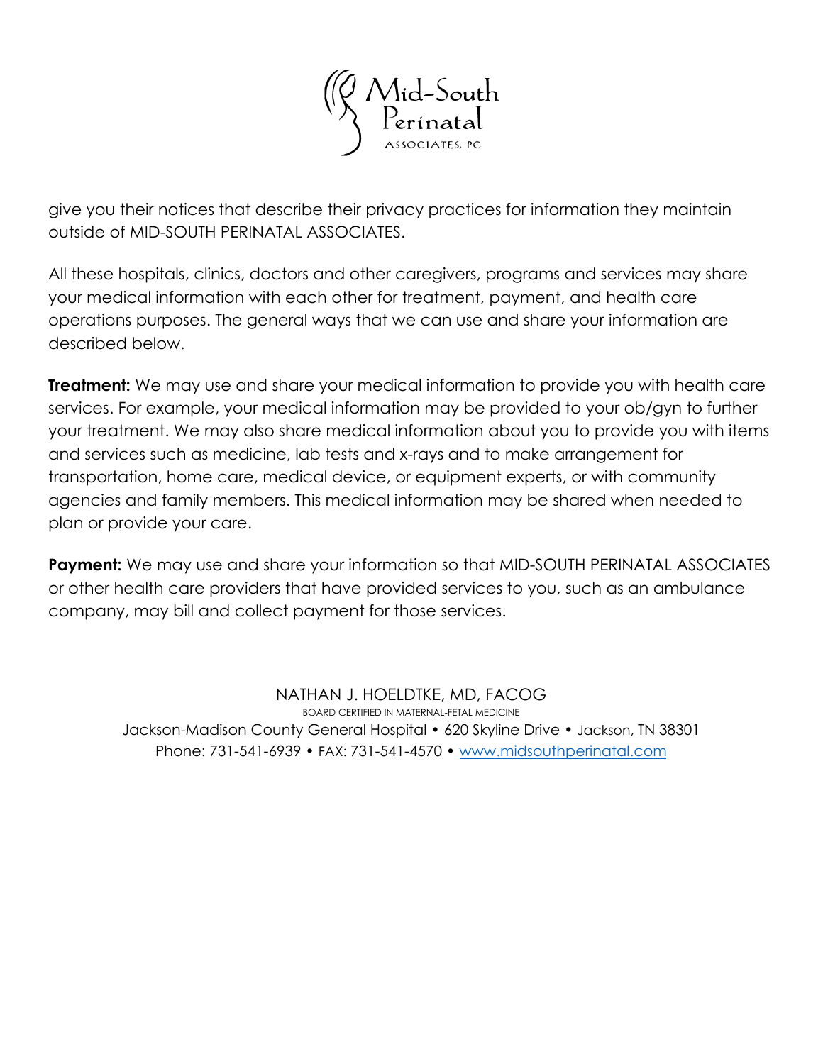give you their notices that describe their privacy practices for information they maintain outside of MID-SOUTH PERINATAL ASSOCIATES.

All these hospitals, clinics, doctors and other caregivers, programs and services may share your medical information with each other for treatment, payment, and health care operations purposes. The general ways that we can use and share your information are described below.

**Treatment:** We may use and share your medical information to provide you with health care services. For example, your medical information may be provided to your ob/gyn to further your treatment. We may also share medical information about you to provide you with items and services such as medicine, lab tests and x-rays and to make arrangement for transportation, home care, medical device, or equipment experts, or with community agencies and family members. This medical information may be shared when needed to plan or provide your care.

**Payment:** We may use and share your information so that MID-SOUTH PERINATAL ASSOCIATES or other health care providers that have provided services to you, such as an ambulance company, may bill and collect payment for those services.